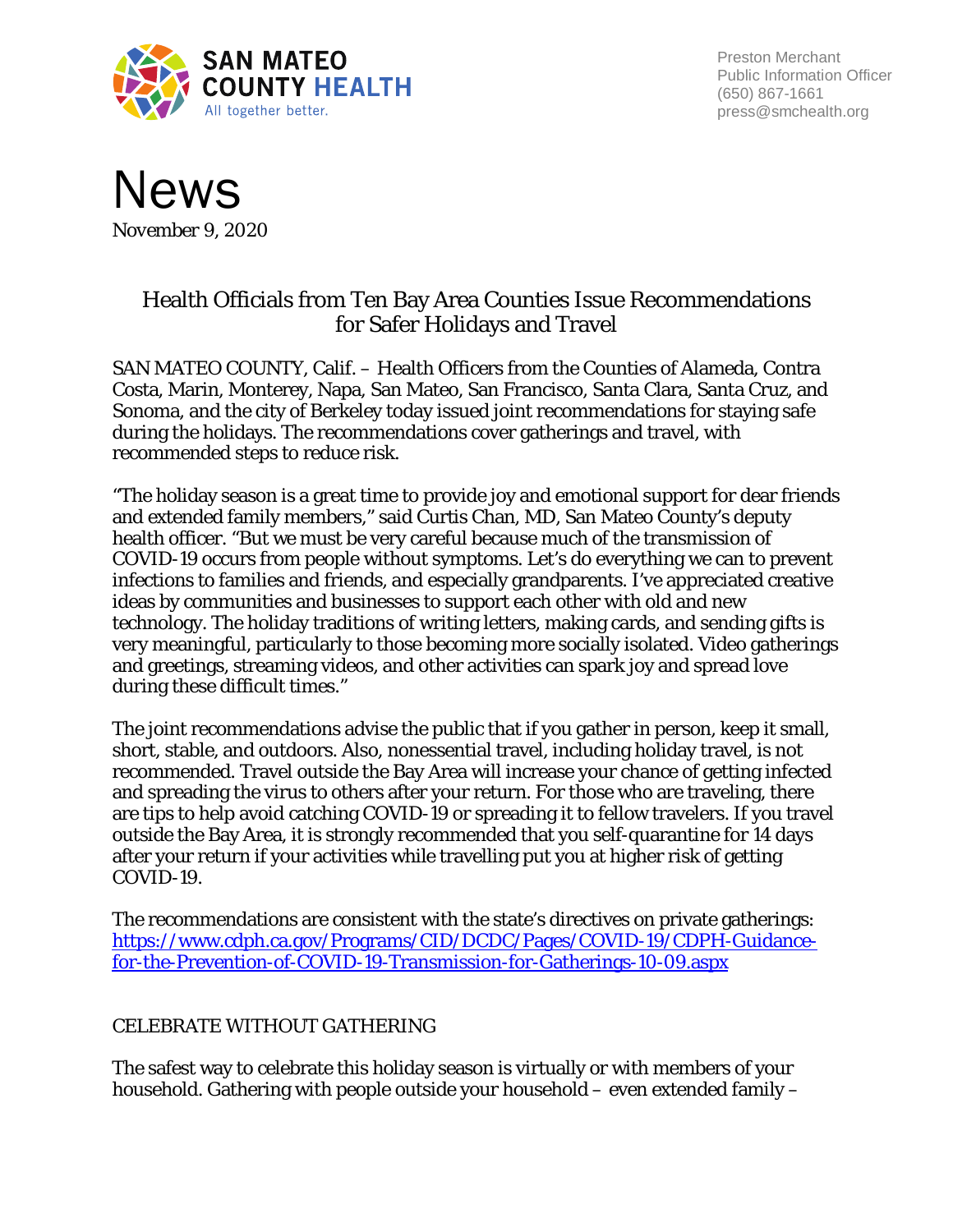SAN MATEO COUNTY HEALTH
All together better.

Preston Merchant
Public Information Officer
(650) 867-1661
press@smchealth.org

# News

November 9, 2020

## Health Officials from Ten Bay Area Counties Issue Recommendations for Safer Holidays and Travel

SAN MATEO COUNTY, Calif. – Health Officers from the Counties of Alameda, Contra Costa, Marin, Monterey, Napa, San Mateo, San Francisco, Santa Clara, Santa Cruz, and Sonoma, and the city of Berkeley today issued joint recommendations for staying safe during the holidays. The recommendations cover gatherings and travel, with recommended steps to reduce risk.

"The holiday season is a great time to provide joy and emotional support for dear friends and extended family members," said Curtis Chan, MD, San Mateo County's deputy health officer. "But we must be very careful because much of the transmission of COVID-19 occurs from people without symptoms. Let's do everything we can to prevent infections to families and friends, and especially grandparents. I've appreciated creative ideas by communities and businesses to support each other with old and new technology. The holiday traditions of writing letters, making cards, and sending gifts is very meaningful, particularly to those becoming more socially isolated. Video gatherings and greetings, streaming videos, and other activities can spark joy and spread love during these difficult times."

The joint recommendations advise the public that if you gather in person, keep it small, short, stable, and outdoors. Also, nonessential travel, including holiday travel, is not recommended. Travel outside the Bay Area will increase your chance of getting infected and spreading the virus to others after your return. For those who are traveling, there are tips to help avoid catching COVID-19 or spreading it to fellow travelers. If you travel outside the Bay Area, it is strongly recommended that you self-quarantine for 14 days after your return if your activities while travelling put you at higher risk of getting COVID-19.

The recommendations are consistent with the state's directives on private gatherings: https://www.cdph.ca.gov/Programs/CID/DCDC/Pages/COVID-19/CDPH-Guidance-for-the-Prevention-of-COVID-19-Transmission-for-Gatherings-10-09.aspx

### CELEBRATE WITHOUT GATHERING

The safest way to celebrate this holiday season is virtually or with members of your household. Gathering with people outside your household – even extended family –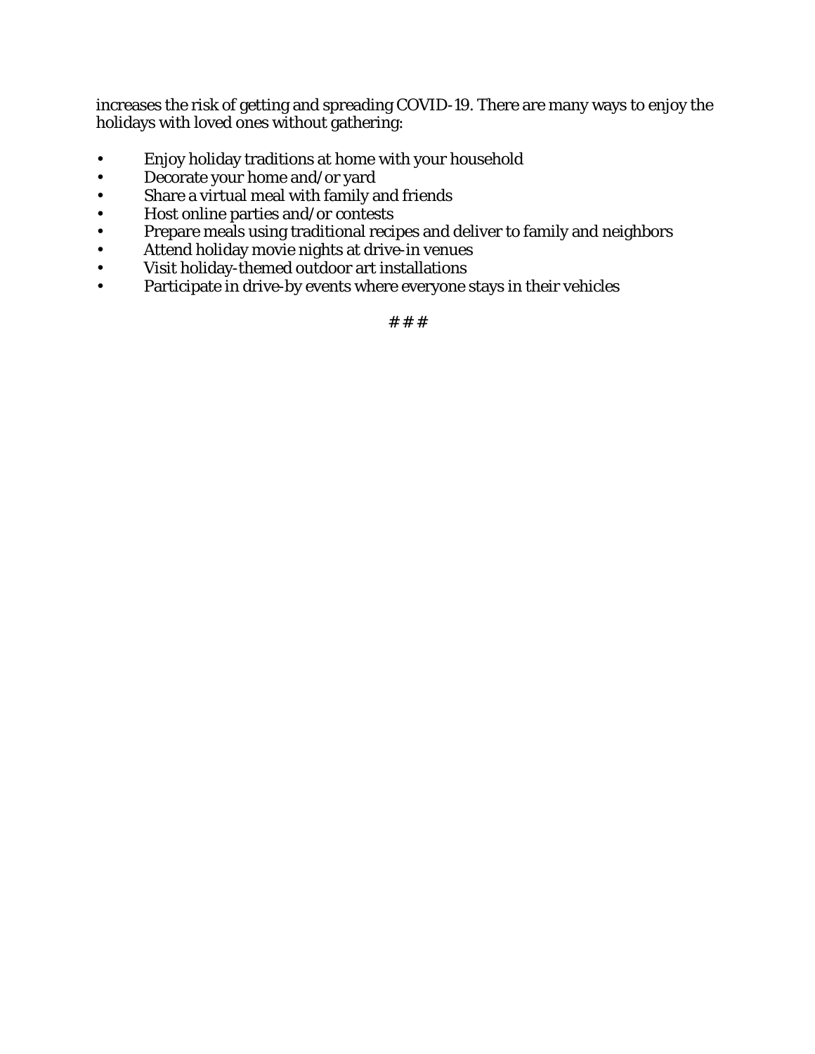increases the risk of getting and spreading COVID-19. There are many ways to enjoy the holidays with loved ones without gathering:

- Enjoy holiday traditions at home with your household
- Decorate your home and/or yard
- Share a virtual meal with family and friends
- Host online parties and/or contests
- Prepare meals using traditional recipes and deliver to family and neighbors
- Attend holiday movie nights at drive-in venues
- Visit holiday-themed outdoor art installations
- Participate in drive-by events where everyone stays in their vehicles

# # #